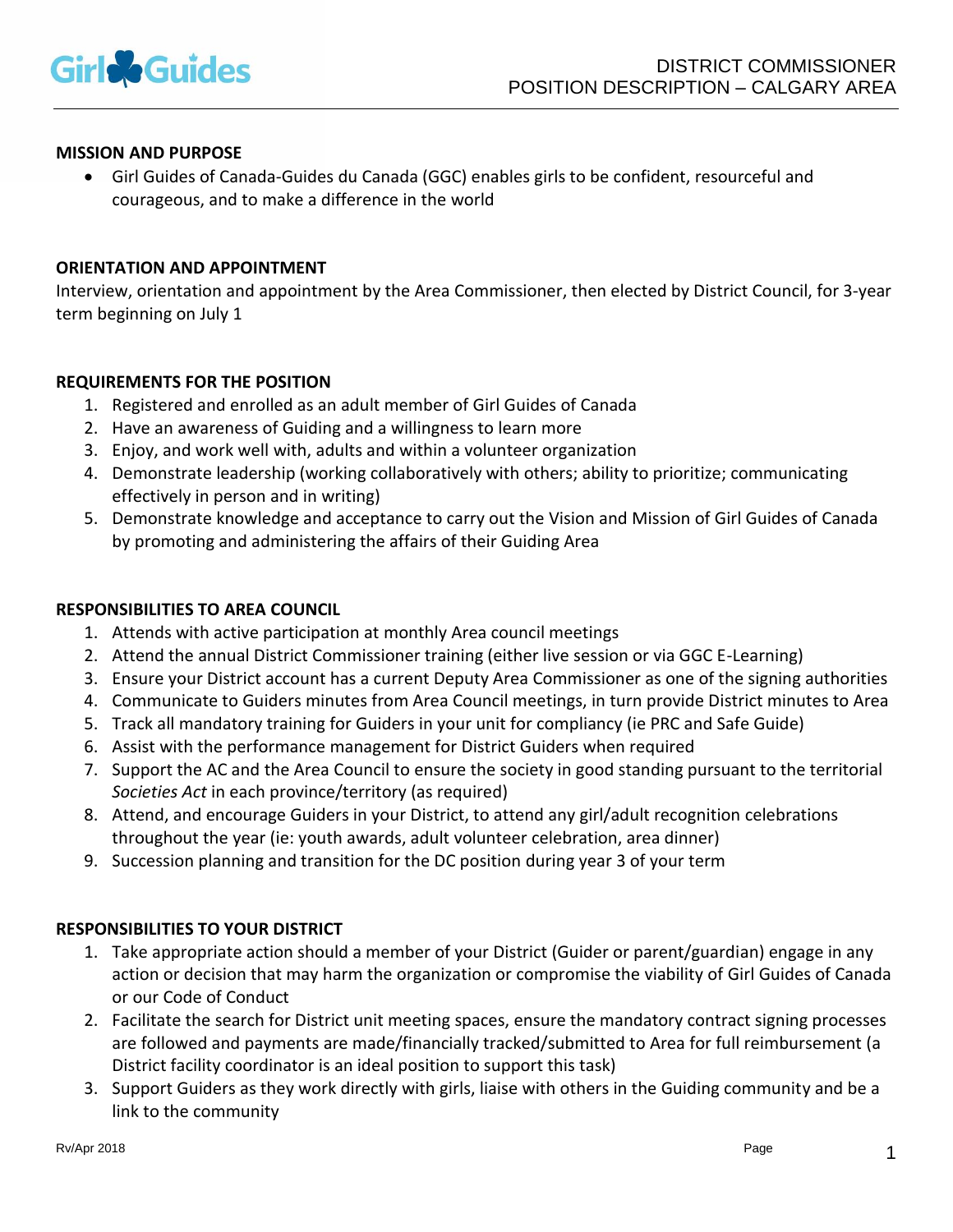# DISTRICT COMMISSIONER POSITION DESCRIPTION – CALGARY AREA

## MISSION AND PURPOSE

- Girl Guides of Canada-Guides du Canada (GGC) enables girls to be confident, resourceful and courageous, and to make a difference in the world

## ORIENTATION AND APPOINTMENT

Interview, orientation and appointment by the Area Commissioner, then elected by District Council, for 3-year term beginning on July 1

## REQUIREMENTS FOR THE POSITION

1. Registered and enrolled as an adult member of Girl Guides of Canada
2. Have an awareness of Guiding and a willingness to learn more
3. Enjoy, and work well with, adults and within a volunteer organization
4. Demonstrate leadership (working collaboratively with others; ability to prioritize; communicating effectively in person and in writing)
5. Demonstrate knowledge and acceptance to carry out the Vision and Mission of Girl Guides of Canada by promoting and administering the affairs of their Guiding Area

## RESPONSIBILITIES TO AREA COUNCIL

1. Attends with active participation at monthly Area council meetings
2. Attend the annual District Commissioner training (either live session or via GGC E-Learning)
3. Ensure your District account has a current Deputy Area Commissioner as one of the signing authorities
4. Communicate to Guiders minutes from Area Council meetings, in turn provide District minutes to Area
5. Track all mandatory training for Guiders in your unit for compliancy (ie PRC and Safe Guide)
6. Assist with the performance management for District Guiders when required
7. Support the AC and the Area Council to ensure the society in good standing pursuant to the territorial *Societies Act* in each province/territory (as required)
8. Attend, and encourage Guiders in your District, to attend any girl/adult recognition celebrations throughout the year (ie: youth awards, adult volunteer celebration, area dinner)
9. Succession planning and transition for the DC position during year 3 of your term

## RESPONSIBILITIES TO YOUR DISTRICT

1. Take appropriate action should a member of your District (Guider or parent/guardian) engage in any action or decision that may harm the organization or compromise the viability of Girl Guides of Canada or our Code of Conduct
2. Facilitate the search for District unit meeting spaces, ensure the mandatory contract signing processes are followed and payments are made/financially tracked/submitted to Area for full reimbursement (a District facility coordinator is an ideal position to support this task)
3. Support Guiders as they work directly with girls, liaise with others in the Guiding community and be a link to the community

Rv/Apr 2018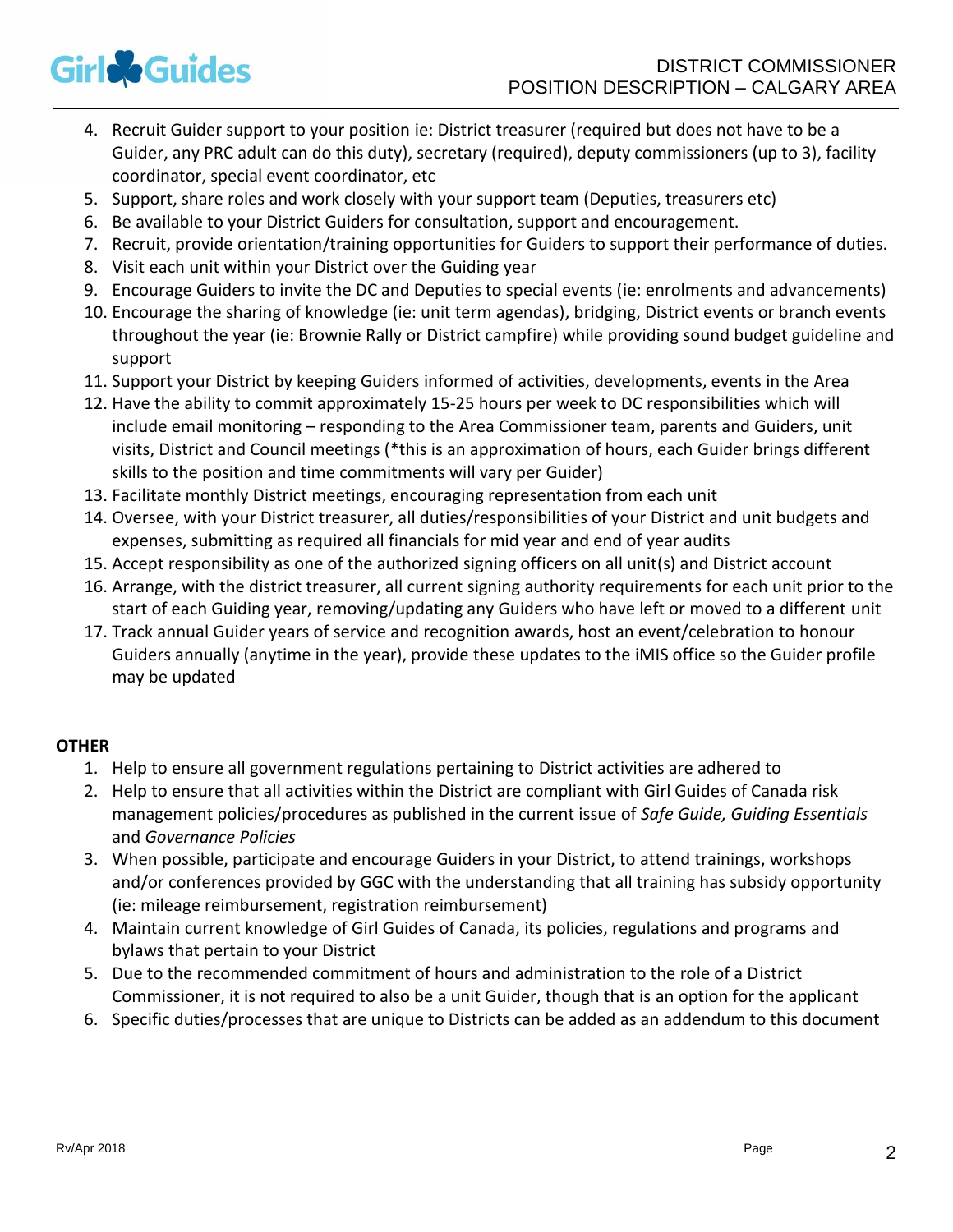4. Recruit Guider support to your position ie: District treasurer (required but does not have to be a Guider, any PRC adult can do this duty), secretary (required), deputy commissioners (up to 3), facility coordinator, special event coordinator, etc
5. Support, share roles and work closely with your support team (Deputies, treasurers etc)
6. Be available to your District Guiders for consultation, support and encouragement.
7. Recruit, provide orientation/training opportunities for Guiders to support their performance of duties.
8. Visit each unit within your District over the Guiding year
9. Encourage Guiders to invite the DC and Deputies to special events (ie: enrolments and advancements)
10. Encourage the sharing of knowledge (ie: unit term agendas), bridging, District events or branch events throughout the year (ie: Brownie Rally or District campfire) while providing sound budget guideline and support
11. Support your District by keeping Guiders informed of activities, developments, events in the Area
12. Have the ability to commit approximately 15-25 hours per week to DC responsibilities which will include email monitoring – responding to the Area Commissioner team, parents and Guiders, unit visits, District and Council meetings (*this is an approximation of hours, each Guider brings different skills to the position and time commitments will vary per Guider)
13. Facilitate monthly District meetings, encouraging representation from each unit
14. Oversee, with your District treasurer, all duties/responsibilities of your District and unit budgets and expenses, submitting as required all financials for mid year and end of year audits
15. Accept responsibility as one of the authorized signing officers on all unit(s) and District account
16. Arrange, with the district treasurer, all current signing authority requirements for each unit prior to the start of each Guiding year, removing/updating any Guiders who have left or moved to a different unit
17. Track annual Guider years of service and recognition awards, host an event/celebration to honour Guiders annually (anytime in the year), provide these updates to the iMIS office so the Guider profile may be updated

**OTHER**

1. Help to ensure all government regulations pertaining to District activities are adhered to
2. Help to ensure that all activities within the District are compliant with Girl Guides of Canada risk management policies/procedures as published in the current issue of *Safe Guide, Guiding Essentials* and *Governance Policies*
3. When possible, participate and encourage Guiders in your District, to attend trainings, workshops and/or conferences provided by GGC with the understanding that all training has subsidy opportunity (ie: mileage reimbursement, registration reimbursement)
4. Maintain current knowledge of Girl Guides of Canada, its policies, regulations and programs and bylaws that pertain to your District
5. Due to the recommended commitment of hours and administration to the role of a District Commissioner, it is not required to also be a unit Guider, though that is an option for the applicant
6. Specific duties/processes that are unique to Districts can be added as an addendum to this document